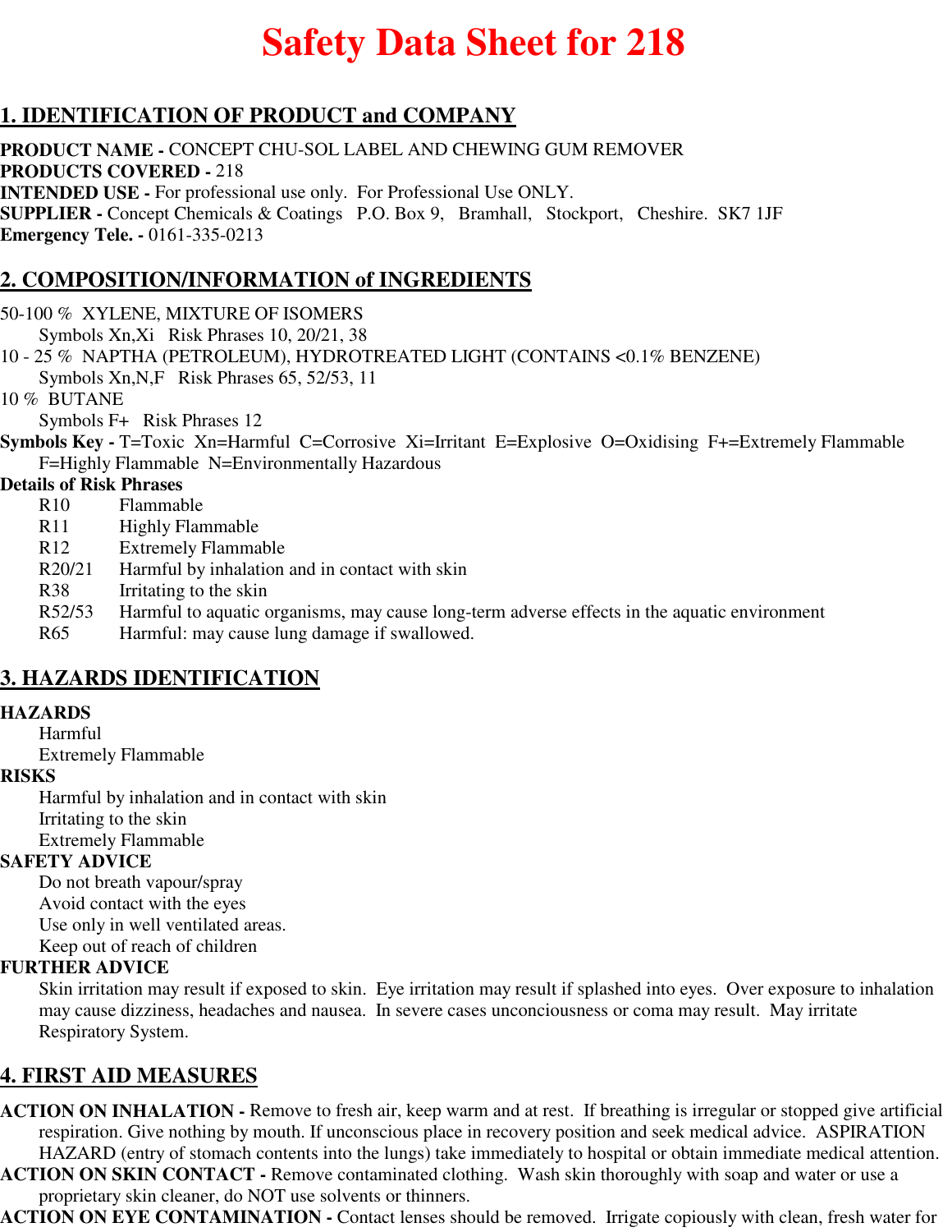# Safety Data Sheet for 218

## 1. IDENTIFICATION OF PRODUCT and COMPANY

**PRODUCT NAME -** CONCEPT CHU-SOL LABEL AND CHEWING GUM REMOVER
**PRODUCTS COVERED -** 218
**INTENDED USE -** For professional use only. For Professional Use ONLY.
**SUPPLIER -** Concept Chemicals & Coatings P.O. Box 9, Bramhall, Stockport, Cheshire. SK7 1JF
**Emergency Tele. -** 0161-335-0213

## 2. COMPOSITION/INFORMATION of INGREDIENTS

50-100 % XYLENE, MIXTURE OF ISOMERS
Symbols Xn,Xi Risk Phrases 10, 20/21, 38

10 - 25 % NAPTHA (PETROLEUM), HYDROTREATED LIGHT (CONTAINS <0.1% BENZENE)
Symbols Xn,N,F Risk Phrases 65, 52/53, 11

10 % BUTANE
Symbols F+ Risk Phrases 12

**Symbols Key -** T=Toxic Xn=Harmful C=Corrosive Xi=Irritant E=Explosive O=Oxidising F+=Extremely Flammable F=Highly Flammable N=Environmentally Hazardous

**Details of Risk Phrases**

- R10 Flammable
- R11 Highly Flammable
- R12 Extremely Flammable
- R20/21 Harmful by inhalation and in contact with skin
- R38 Irritating to the skin
- R52/53 Harmful to aquatic organisms, may cause long-term adverse effects in the aquatic environment
- R65 Harmful: may cause lung damage if swallowed.

## 3. HAZARDS IDENTIFICATION

**HAZARDS**
- Harmful
- Extremely Flammable

**RISKS**
- Harmful by inhalation and in contact with skin
- Irritating to the skin
- Extremely Flammable

**SAFETY ADVICE**
- Do not breath vapour/spray
- Avoid contact with the eyes
- Use only in well ventilated areas.
- Keep out of reach of children

**FURTHER ADVICE**
Skin irritation may result if exposed to skin. Eye irritation may result if splashed into eyes. Over exposure to inhalation may cause dizziness, headaches and nausea. In severe cases unconciousness or coma may result. May irritate Respiratory System.

## 4. FIRST AID MEASURES

**ACTION ON INHALATION -** Remove to fresh air, keep warm and at rest. If breathing is irregular or stopped give artificial respiration. Give nothing by mouth. If unconscious place in recovery position and seek medical advice. ASPIRATION HAZARD (entry of stomach contents into the lungs) take immediately to hospital or obtain immediate medical attention.

**ACTION ON SKIN CONTACT -** Remove contaminated clothing. Wash skin thoroughly with soap and water or use a proprietary skin cleaner, do NOT use solvents or thinners.

**ACTION ON EYE CONTAMINATION -** Contact lenses should be removed. Irrigate copiously with clean, fresh water for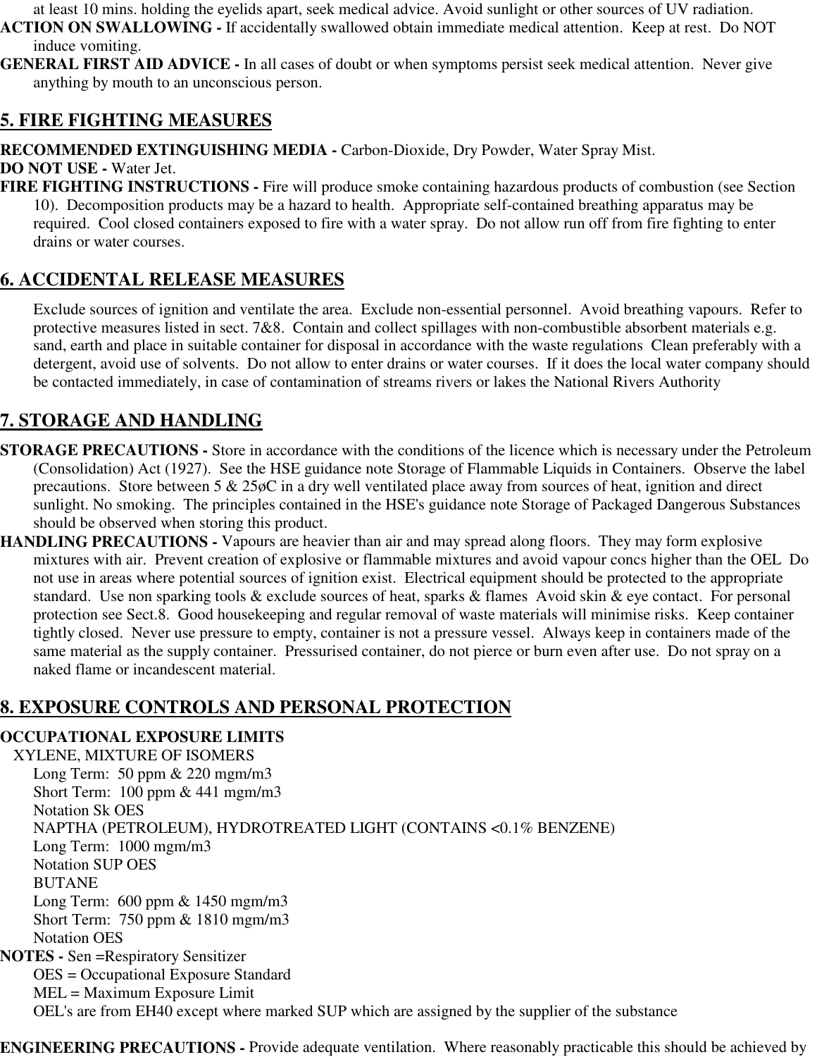at least 10 mins. holding the eyelids apart, seek medical advice. Avoid sunlight or other sources of UV radiation.

**ACTION ON SWALLOWING -** If accidentally swallowed obtain immediate medical attention. Keep at rest. Do NOT induce vomiting.

**GENERAL FIRST AID ADVICE -** In all cases of doubt or when symptoms persist seek medical attention. Never give anything by mouth to an unconscious person.

## 5. FIRE FIGHTING MEASURES

**RECOMMENDED EXTINGUISHING MEDIA -** Carbon-Dioxide, Dry Powder, Water Spray Mist.

**DO NOT USE -** Water Jet.

**FIRE FIGHTING INSTRUCTIONS -** Fire will produce smoke containing hazardous products of combustion (see Section 10). Decomposition products may be a hazard to health. Appropriate self-contained breathing apparatus may be required. Cool closed containers exposed to fire with a water spray. Do not allow run off from fire fighting to enter drains or water courses.

## 6. ACCIDENTAL RELEASE MEASURES

Exclude sources of ignition and ventilate the area. Exclude non-essential personnel. Avoid breathing vapours. Refer to protective measures listed in sect. 7&8. Contain and collect spillages with non-combustible absorbent materials e.g. sand, earth and place in suitable container for disposal in accordance with the waste regulations Clean preferably with a detergent, avoid use of solvents. Do not allow to enter drains or water courses. If it does the local water company should be contacted immediately, in case of contamination of streams rivers or lakes the National Rivers Authority

## 7. STORAGE AND HANDLING

**STORAGE PRECAUTIONS -** Store in accordance with the conditions of the licence which is necessary under the Petroleum (Consolidation) Act (1927). See the HSE guidance note Storage of Flammable Liquids in Containers. Observe the label precautions. Store between 5 & 25øC in a dry well ventilated place away from sources of heat, ignition and direct sunlight. No smoking. The principles contained in the HSE's guidance note Storage of Packaged Dangerous Substances should be observed when storing this product.

**HANDLING PRECAUTIONS -** Vapours are heavier than air and may spread along floors. They may form explosive mixtures with air. Prevent creation of explosive or flammable mixtures and avoid vapour concs higher than the OEL Do not use in areas where potential sources of ignition exist. Electrical equipment should be protected to the appropriate standard. Use non sparking tools & exclude sources of heat, sparks & flames Avoid skin & eye contact. For personal protection see Sect.8. Good housekeeping and regular removal of waste materials will minimise risks. Keep container tightly closed. Never use pressure to empty, container is not a pressure vessel. Always keep in containers made of the same material as the supply container. Pressurised container, do not pierce or burn even after use. Do not spray on a naked flame or incandescent material.

## 8. EXPOSURE CONTROLS AND PERSONAL PROTECTION

**OCCUPATIONAL EXPOSURE LIMITS**

XYLENE, MIXTURE OF ISOMERS
Long Term: 50 ppm & 220 mgm/m3
Short Term: 100 ppm & 441 mgm/m3
Notation Sk OES

NAPTHA (PETROLEUM), HYDROTREATED LIGHT (CONTAINS <0.1% BENZENE)
Long Term: 1000 mgm/m3
Notation SUP OES

BUTANE
Long Term: 600 ppm & 1450 mgm/m3
Short Term: 750 ppm & 1810 mgm/m3
Notation OES

**NOTES -** Sen =Respiratory Sensitizer
OES = Occupational Exposure Standard
MEL = Maximum Exposure Limit
OEL's are from EH40 except where marked SUP which are assigned by the supplier of the substance

**ENGINEERING PRECAUTIONS -** Provide adequate ventilation. Where reasonably practicable this should be achieved by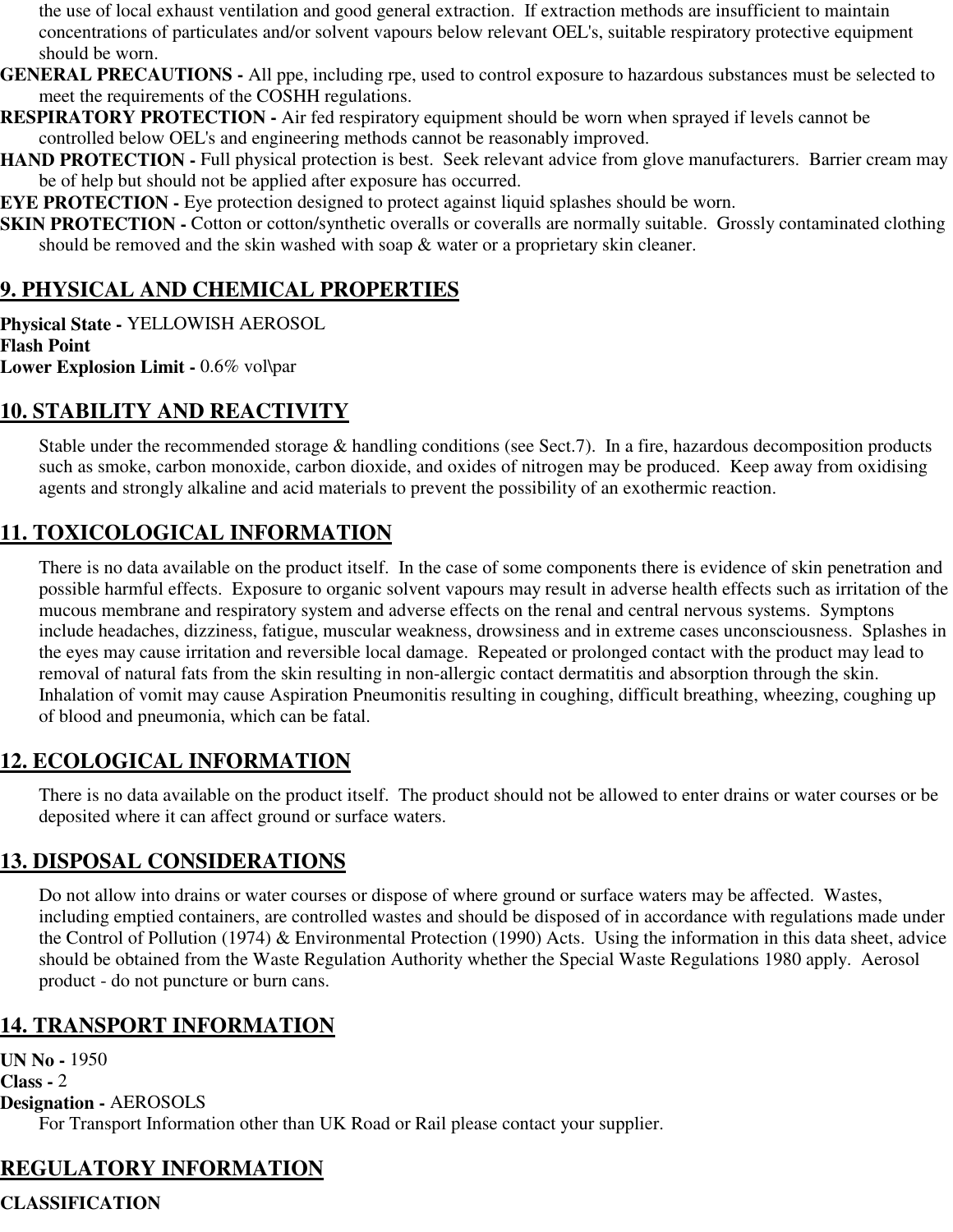the use of local exhaust ventilation and good general extraction. If extraction methods are insufficient to maintain concentrations of particulates and/or solvent vapours below relevant OEL's, suitable respiratory protective equipment should be worn.

**GENERAL PRECAUTIONS -** All ppe, including rpe, used to control exposure to hazardous substances must be selected to meet the requirements of the COSHH regulations.

**RESPIRATORY PROTECTION -** Air fed respiratory equipment should be worn when sprayed if levels cannot be controlled below OEL's and engineering methods cannot be reasonably improved.

**HAND PROTECTION -** Full physical protection is best. Seek relevant advice from glove manufacturers. Barrier cream may be of help but should not be applied after exposure has occurred.

**EYE PROTECTION -** Eye protection designed to protect against liquid splashes should be worn.

**SKIN PROTECTION -** Cotton or cotton/synthetic overalls or coveralls are normally suitable. Grossly contaminated clothing should be removed and the skin washed with soap & water or a proprietary skin cleaner.

## 9. PHYSICAL AND CHEMICAL PROPERTIES

**Physical State -** YELLOWISH AEROSOL
**Flash Point**
**Lower Explosion Limit -** 0.6% vol\par

## 10. STABILITY AND REACTIVITY

Stable under the recommended storage & handling conditions (see Sect.7). In a fire, hazardous decomposition products such as smoke, carbon monoxide, carbon dioxide, and oxides of nitrogen may be produced. Keep away from oxidising agents and strongly alkaline and acid materials to prevent the possibility of an exothermic reaction.

## 11. TOXICOLOGICAL INFORMATION

There is no data available on the product itself. In the case of some components there is evidence of skin penetration and possible harmful effects. Exposure to organic solvent vapours may result in adverse health effects such as irritation of the mucous membrane and respiratory system and adverse effects on the renal and central nervous systems. Symptons include headaches, dizziness, fatigue, muscular weakness, drowsiness and in extreme cases unconsciousness. Splashes in the eyes may cause irritation and reversible local damage. Repeated or prolonged contact with the product may lead to removal of natural fats from the skin resulting in non-allergic contact dermatitis and absorption through the skin. Inhalation of vomit may cause Aspiration Pneumonitis resulting in coughing, difficult breathing, wheezing, coughing up of blood and pneumonia, which can be fatal.

## 12. ECOLOGICAL INFORMATION

There is no data available on the product itself. The product should not be allowed to enter drains or water courses or be deposited where it can affect ground or surface waters.

## 13. DISPOSAL CONSIDERATIONS

Do not allow into drains or water courses or dispose of where ground or surface waters may be affected. Wastes, including emptied containers, are controlled wastes and should be disposed of in accordance with regulations made under the Control of Pollution (1974) & Environmental Protection (1990) Acts. Using the information in this data sheet, advice should be obtained from the Waste Regulation Authority whether the Special Waste Regulations 1980 apply. Aerosol product - do not puncture or burn cans.

## 14. TRANSPORT INFORMATION

**UN No -** 1950
**Class -** 2
**Designation -** AEROSOLS

For Transport Information other than UK Road or Rail please contact your supplier.

## REGULATORY INFORMATION

**CLASSIFICATION**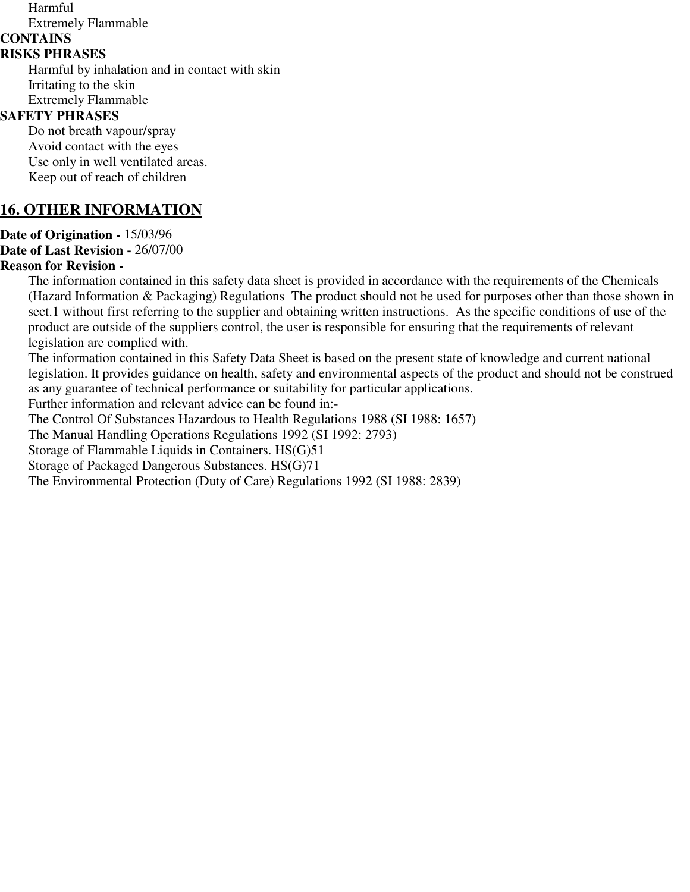Harmful

Extremely Flammable

**CONTAINS**

**RISKS PHRASES**

Harmful by inhalation and in contact with skin

Irritating to the skin

Extremely Flammable

**SAFETY PHRASES**

Do not breath vapour/spray

Avoid contact with the eyes

Use only in well ventilated areas.

Keep out of reach of children

## 16. OTHER INFORMATION

**Date of Origination -** 15/03/96

**Date of Last Revision -** 26/07/00

**Reason for Revision -**

The information contained in this safety data sheet is provided in accordance with the requirements of the Chemicals (Hazard Information & Packaging) Regulations The product should not be used for purposes other than those shown in sect.1 without first referring to the supplier and obtaining written instructions. As the specific conditions of use of the product are outside of the suppliers control, the user is responsible for ensuring that the requirements of relevant legislation are complied with.

The information contained in this Safety Data Sheet is based on the present state of knowledge and current national legislation. It provides guidance on health, safety and environmental aspects of the product and should not be construed as any guarantee of technical performance or suitability for particular applications.

Further information and relevant advice can be found in:-

The Control Of Substances Hazardous to Health Regulations 1988 (SI 1988: 1657)

The Manual Handling Operations Regulations 1992 (SI 1992: 2793)

Storage of Flammable Liquids in Containers. HS(G)51

Storage of Packaged Dangerous Substances. HS(G)71

The Environmental Protection (Duty of Care) Regulations 1992 (SI 1988: 2839)